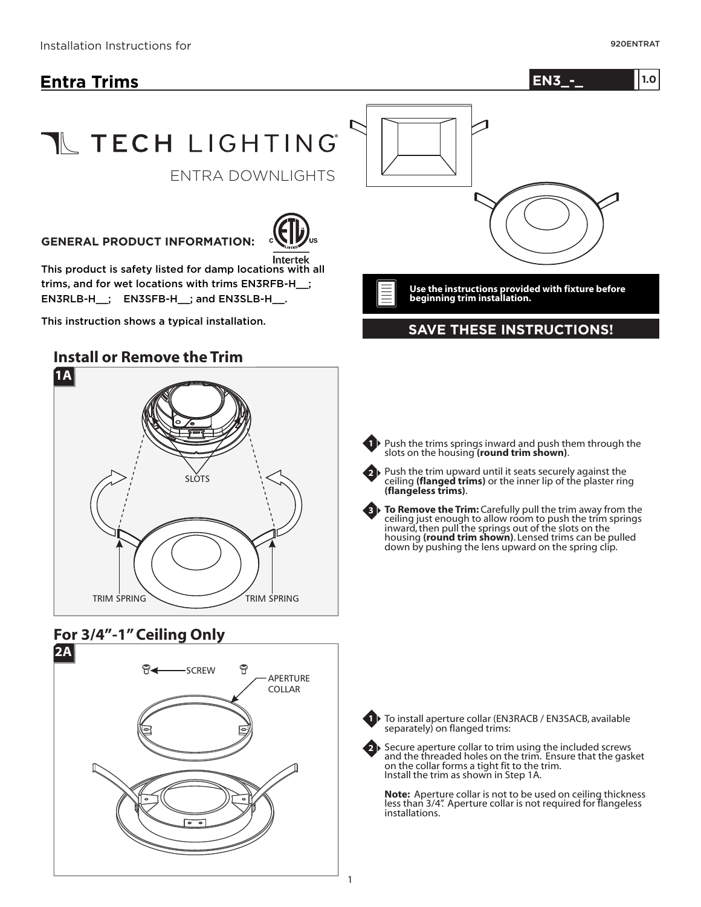Installation Instructions for

# Entra Trims

EN3_-_ | 1.0

TECH LIGHTING

ENTRA DOWNLIGHTS

**GENERAL PRODUCT INFORMATION:**

This product is safety listed for damp locations with all trims, and for wet locations with trims EN3RFB-H__; EN3RLB-H__; EN3SFB-H__; and EN3SLB-H__.

This instruction shows a typical installation.

**Use the instructions provided with fixture before beginning trim installation.**

**SAVE THESE INSTRUCTIONS!**

## Install or Remove the Trim

**1A**

SLOTS

TRIM SPRING

TRIM SPRING

1. Push the trims springs inward and push them through the slots on the housing **(round trim shown)**.
2. Push the trim upward until it seats securely against the ceiling **(flanged trims)** or the inner lip of the plaster ring **(flangeless trims)**.
3. **To Remove the Trim:** Carefully pull the trim away from the ceiling just enough to allow room to push the trim springs inward, then pull the springs out of the slots on the housing **(round trim shown)**. Lensed trims can be pulled down by pushing the lens upward on the spring clip.

## For 3/4"-1" Ceiling Only

**2A**

SCREW

APERTURE COLLAR

1. To install aperture collar (EN3RACB / EN3SACB, available separately) on flanged trims:
2. Secure aperture collar to trim using the included screws and the threaded holes on the trim. Ensure that the gasket on the collar forms a tight fit to the trim.
   Install the trim as shown in Step 1A.

   **Note:** Aperture collar is not to be used on ceiling thickness less than 3/4". Aperture collar is not required for flangeless installations.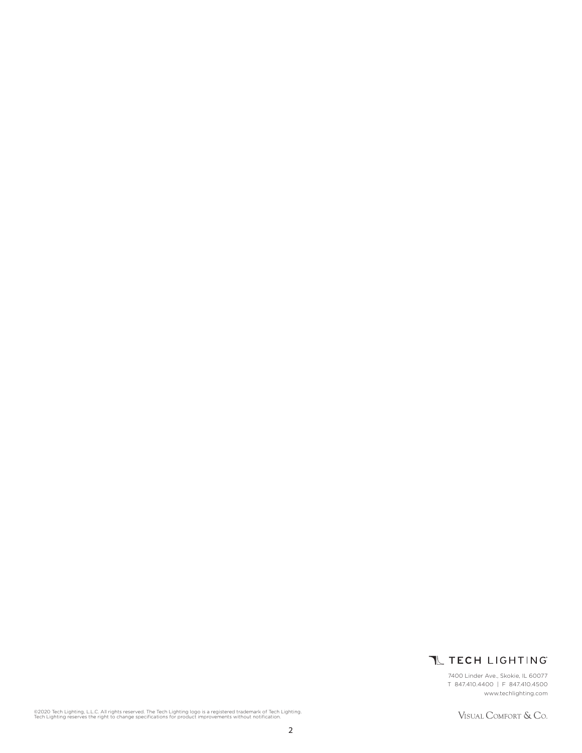TECH LIGHTING®

7400 Linder Ave., Skokie, IL 60077
T 847.410.4400 | F 847.410.4500
www.techlighting.com

©2020 Tech Lighting, L.L.C. All rights reserved. The Tech Lighting logo is a registered trademark of Tech Lighting.
Tech Lighting reserves the right to change specifications for product improvements without notification.

VISUAL COMFORT & CO.